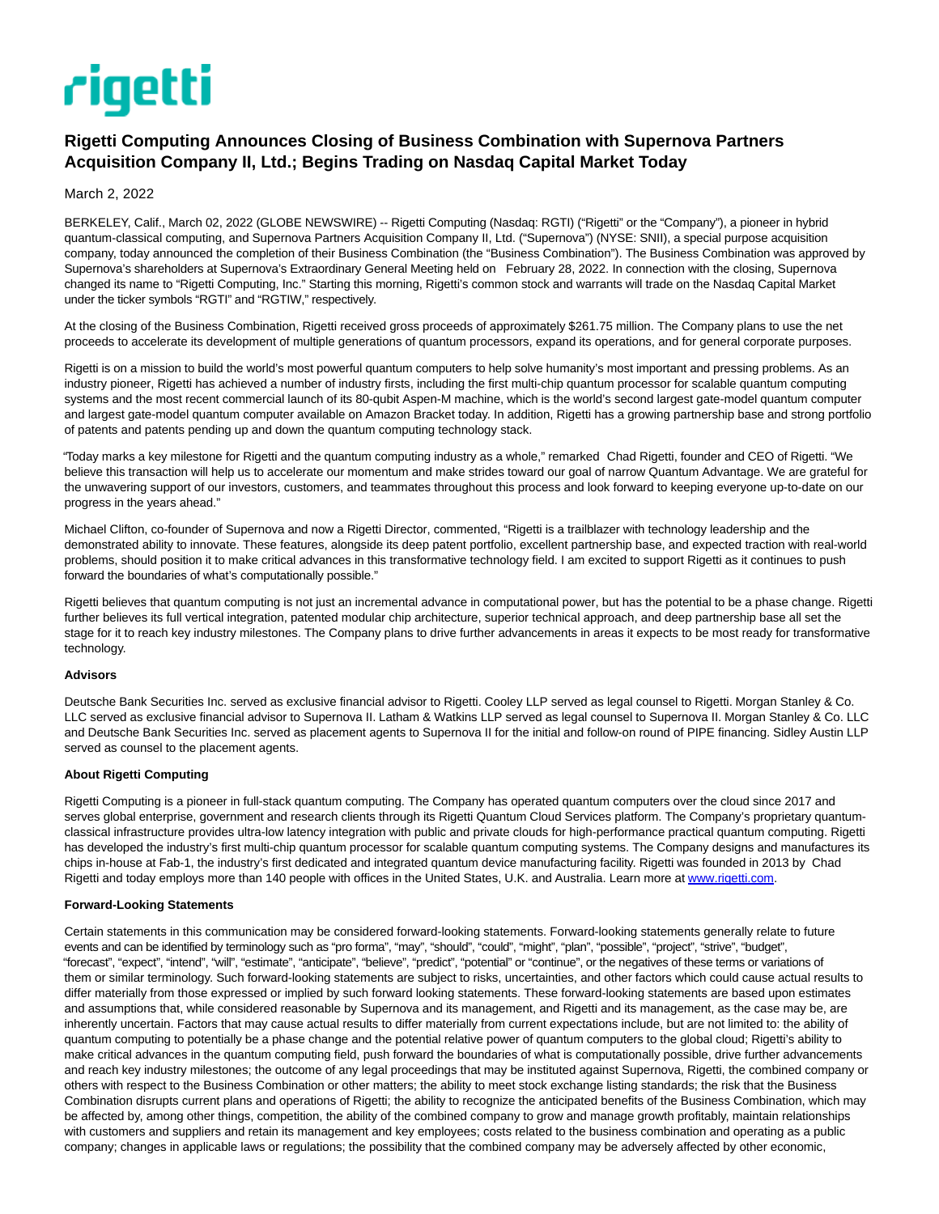# Rigetti Computing Announces Closing of Business Combination with Supernova Partners Acquisition Company II, Ltd.; Begins Trading on Nasdaq Capital Market Today

March 2, 2022

BERKELEY, Calif., March 02, 2022 (GLOBE NEWSWIRE) -- Rigetti Computing (Nasdaq: RGTI) ("Rigetti" or the "Company"), a pioneer in hybrid quantum-classical computing, and Supernova Partners Acquisition Company II, Ltd. ("Supernova") (NYSE: SNII), a special purpose acquisition company, today announced the completion of their Business Combination (the "Business Combination"). The Business Combination was approved by Supernova's shareholders at Supernova's Extraordinary General Meeting held on February 28, 2022. In connection with the closing, Supernova changed its name to "Rigetti Computing, Inc." Starting this morning, Rigetti's common stock and warrants will trade on the Nasdaq Capital Market under the ticker symbols "RGTI" and "RGTIW," respectively.

At the closing of the Business Combination, Rigetti received gross proceeds of approximately $261.75 million. The Company plans to use the net proceeds to accelerate its development of multiple generations of quantum processors, expand its operations, and for general corporate purposes.

Rigetti is on a mission to build the world's most powerful quantum computers to help solve humanity's most important and pressing problems. As an industry pioneer, Rigetti has achieved a number of industry firsts, including the first multi-chip quantum processor for scalable quantum computing systems and the most recent commercial launch of its 80-qubit Aspen-M machine, which is the world's second largest gate-model quantum computer and largest gate-model quantum computer available on Amazon Bracket today. In addition, Rigetti has a growing partnership base and strong portfolio of patents and patents pending up and down the quantum computing technology stack.

"Today marks a key milestone for Rigetti and the quantum computing industry as a whole," remarked Chad Rigetti, founder and CEO of Rigetti. "We believe this transaction will help us to accelerate our momentum and make strides toward our goal of narrow Quantum Advantage. We are grateful for the unwavering support of our investors, customers, and teammates throughout this process and look forward to keeping everyone up-to-date on our progress in the years ahead."

Michael Clifton, co-founder of Supernova and now a Rigetti Director, commented, "Rigetti is a trailblazer with technology leadership and the demonstrated ability to innovate. These features, alongside its deep patent portfolio, excellent partnership base, and expected traction with real-world problems, should position it to make critical advances in this transformative technology field. I am excited to support Rigetti as it continues to push forward the boundaries of what's computationally possible."

Rigetti believes that quantum computing is not just an incremental advance in computational power, but has the potential to be a phase change. Rigetti further believes its full vertical integration, patented modular chip architecture, superior technical approach, and deep partnership base all set the stage for it to reach key industry milestones. The Company plans to drive further advancements in areas it expects to be most ready for transformative technology.

**Advisors**

Deutsche Bank Securities Inc. served as exclusive financial advisor to Rigetti. Cooley LLP served as legal counsel to Rigetti. Morgan Stanley & Co. LLC served as exclusive financial advisor to Supernova II. Latham & Watkins LLP served as legal counsel to Supernova II. Morgan Stanley & Co. LLC and Deutsche Bank Securities Inc. served as placement agents to Supernova II for the initial and follow-on round of PIPE financing. Sidley Austin LLP served as counsel to the placement agents.

**About Rigetti Computing**

Rigetti Computing is a pioneer in full-stack quantum computing. The Company has operated quantum computers over the cloud since 2017 and serves global enterprise, government and research clients through its Rigetti Quantum Cloud Services platform. The Company's proprietary quantum-classical infrastructure provides ultra-low latency integration with public and private clouds for high-performance practical quantum computing. Rigetti has developed the industry's first multi-chip quantum processor for scalable quantum computing systems. The Company designs and manufactures its chips in-house at Fab-1, the industry's first dedicated and integrated quantum device manufacturing facility. Rigetti was founded in 2013 by Chad Rigetti and today employs more than 140 people with offices in the United States, U.K. and Australia. Learn more at [www.rigetti.com](www.rigetti.com).

**Forward-Looking Statements**

Certain statements in this communication may be considered forward-looking statements. Forward-looking statements generally relate to future events and can be identified by terminology such as "pro forma", "may", "should", "could", "might", "plan", "possible", "project", "strive", "budget", "forecast", "expect", "intend", "will", "estimate", "anticipate", "believe", "predict", "potential" or "continue", or the negatives of these terms or variations of them or similar terminology. Such forward-looking statements are subject to risks, uncertainties, and other factors which could cause actual results to differ materially from those expressed or implied by such forward looking statements. These forward-looking statements are based upon estimates and assumptions that, while considered reasonable by Supernova and its management, and Rigetti and its management, as the case may be, are inherently uncertain. Factors that may cause actual results to differ materially from current expectations include, but are not limited to: the ability of quantum computing to potentially be a phase change and the potential relative power of quantum computers to the global cloud; Rigetti's ability to make critical advances in the quantum computing field, push forward the boundaries of what is computationally possible, drive further advancements and reach key industry milestones; the outcome of any legal proceedings that may be instituted against Supernova, Rigetti, the combined company or others with respect to the Business Combination or other matters; the ability to meet stock exchange listing standards; the risk that the Business Combination disrupts current plans and operations of Rigetti; the ability to recognize the anticipated benefits of the Business Combination, which may be affected by, among other things, competition, the ability of the combined company to grow and manage growth profitably, maintain relationships with customers and suppliers and retain its management and key employees; costs related to the business combination and operating as a public company; changes in applicable laws or regulations; the possibility that the combined company may be adversely affected by other economic,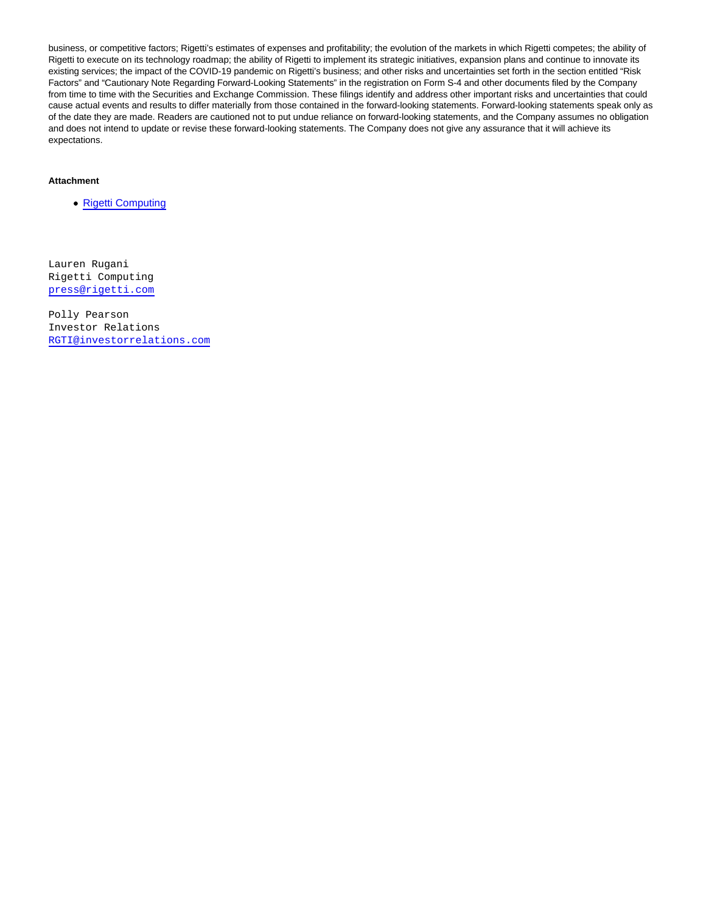business, or competitive factors; Rigetti's estimates of expenses and profitability; the evolution of the markets in which Rigetti competes; the ability of Rigetti to execute on its technology roadmap; the ability of Rigetti to implement its strategic initiatives, expansion plans and continue to innovate its existing services; the impact of the COVID-19 pandemic on Rigetti's business; and other risks and uncertainties set forth in the section entitled "Risk Factors" and "Cautionary Note Regarding Forward-Looking Statements" in the registration on Form S-4 and other documents filed by the Company from time to time with the Securities and Exchange Commission. These filings identify and address other important risks and uncertainties that could cause actual events and results to differ materially from those contained in the forward-looking statements. Forward-looking statements speak only as of the date they are made. Readers are cautioned not to put undue reliance on forward-looking statements, and the Company assumes no obligation and does not intend to update or revise these forward-looking statements. The Company does not give any assurance that it will achieve its expectations.

**Attachment**

- Rigetti Computing

Lauren Rugani
Rigetti Computing
press@rigetti.com

Polly Pearson
Investor Relations
RGTI@investorrelations.com